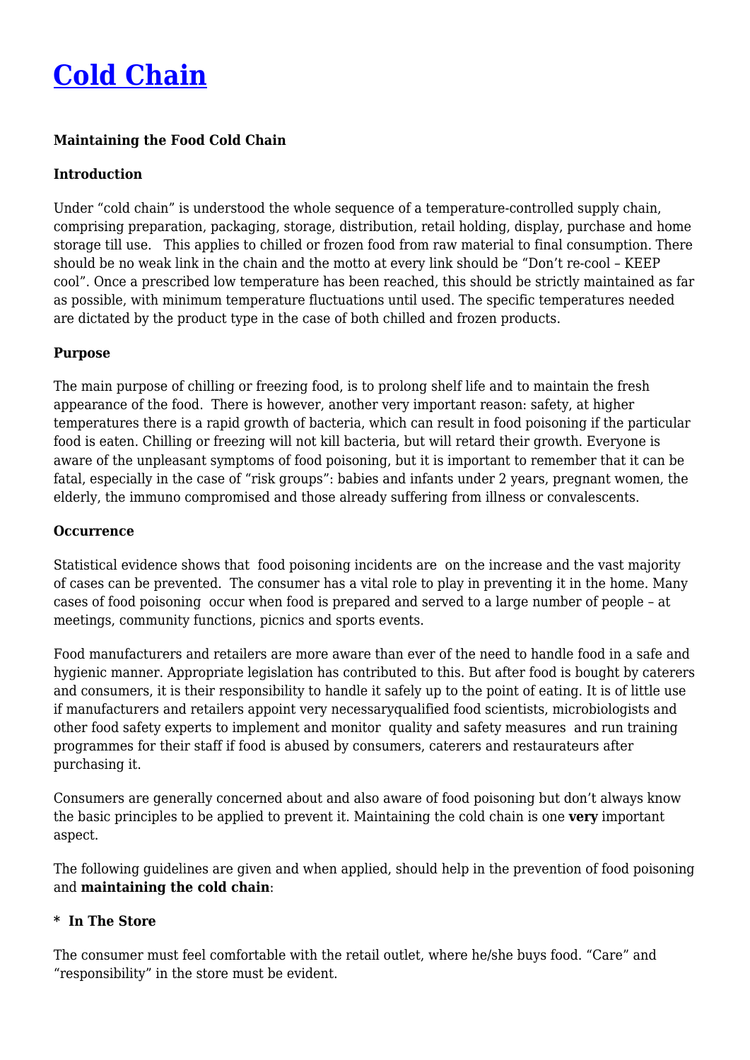# Cold Chain

**Maintaining the Food Cold Chain**

**Introduction**

Under "cold chain" is understood the whole sequence of a temperature-controlled supply chain, comprising preparation, packaging, storage, distribution, retail holding, display, purchase and home storage till use. This applies to chilled or frozen food from raw material to final consumption. There should be no weak link in the chain and the motto at every link should be "Don't re-cool – KEEP cool". Once a prescribed low temperature has been reached, this should be strictly maintained as far as possible, with minimum temperature fluctuations until used. The specific temperatures needed are dictated by the product type in the case of both chilled and frozen products.

**Purpose**

The main purpose of chilling or freezing food, is to prolong shelf life and to maintain the fresh appearance of the food. There is however, another very important reason: safety, at higher temperatures there is a rapid growth of bacteria, which can result in food poisoning if the particular food is eaten. Chilling or freezing will not kill bacteria, but will retard their growth. Everyone is aware of the unpleasant symptoms of food poisoning, but it is important to remember that it can be fatal, especially in the case of "risk groups": babies and infants under 2 years, pregnant women, the elderly, the immuno compromised and those already suffering from illness or convalescents.

**Occurrence**

Statistical evidence shows that food poisoning incidents are on the increase and the vast majority of cases can be prevented. The consumer has a vital role to play in preventing it in the home. Many cases of food poisoning occur when food is prepared and served to a large number of people – at meetings, community functions, picnics and sports events.

Food manufacturers and retailers are more aware than ever of the need to handle food in a safe and hygienic manner. Appropriate legislation has contributed to this. But after food is bought by caterers and consumers, it is their responsibility to handle it safely up to the point of eating. It is of little use if manufacturers and retailers appoint very necessaryqualified food scientists, microbiologists and other food safety experts to implement and monitor quality and safety measures and run training programmes for their staff if food is abused by consumers, caterers and restaurateurs after purchasing it.

Consumers are generally concerned about and also aware of food poisoning but don't always know the basic principles to be applied to prevent it. Maintaining the cold chain is one **very** important aspect.

The following guidelines are given and when applied, should help in the prevention of food poisoning and **maintaining the cold chain**:

**\* In The Store**

The consumer must feel comfortable with the retail outlet, where he/she buys food. "Care" and "responsibility" in the store must be evident.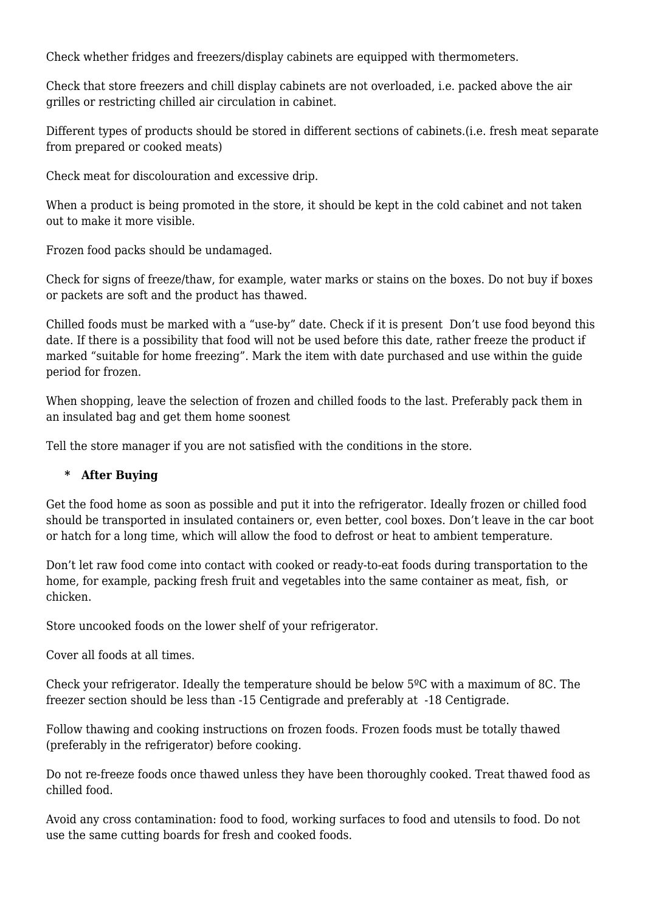Check whether fridges and freezers/display cabinets are equipped with thermometers.

Check that store freezers and chill display cabinets are not overloaded, i.e. packed above the air grilles or restricting chilled air circulation in cabinet.

Different types of products should be stored in different sections of cabinets.(i.e. fresh meat separate from prepared or cooked meats)

Check meat for discolouration and excessive drip.

When a product is being promoted in the store, it should be kept in the cold cabinet and not taken out to make it more visible.

Frozen food packs should be undamaged.

Check for signs of freeze/thaw, for example, water marks or stains on the boxes. Do not buy if boxes or packets are soft and the product has thawed.

Chilled foods must be marked with a "use-by" date. Check if it is present  Don't use food beyond this date. If there is a possibility that food will not be used before this date, rather freeze the product if marked "suitable for home freezing". Mark the item with date purchased and use within the guide period for frozen.

When shopping, leave the selection of frozen and chilled foods to the last. Preferably pack them in an insulated bag and get them home soonest

Tell the store manager if you are not satisfied with the conditions in the store.

- **After Buying**

Get the food home as soon as possible and put it into the refrigerator. Ideally frozen or chilled food should be transported in insulated containers or, even better, cool boxes. Don't leave in the car boot or hatch for a long time, which will allow the food to defrost or heat to ambient temperature.

Don't let raw food come into contact with cooked or ready-to-eat foods during transportation to the home, for example, packing fresh fruit and vegetables into the same container as meat, fish,  or chicken.

Store uncooked foods on the lower shelf of your refrigerator.

Cover all foods at all times.

Check your refrigerator. Ideally the temperature should be below 5ºC with a maximum of 8C. The freezer section should be less than -15 Centigrade and preferably at  -18 Centigrade.

Follow thawing and cooking instructions on frozen foods. Frozen foods must be totally thawed (preferably in the refrigerator) before cooking.

Do not re-freeze foods once thawed unless they have been thoroughly cooked. Treat thawed food as chilled food.

Avoid any cross contamination: food to food, working surfaces to food and utensils to food. Do not use the same cutting boards for fresh and cooked foods.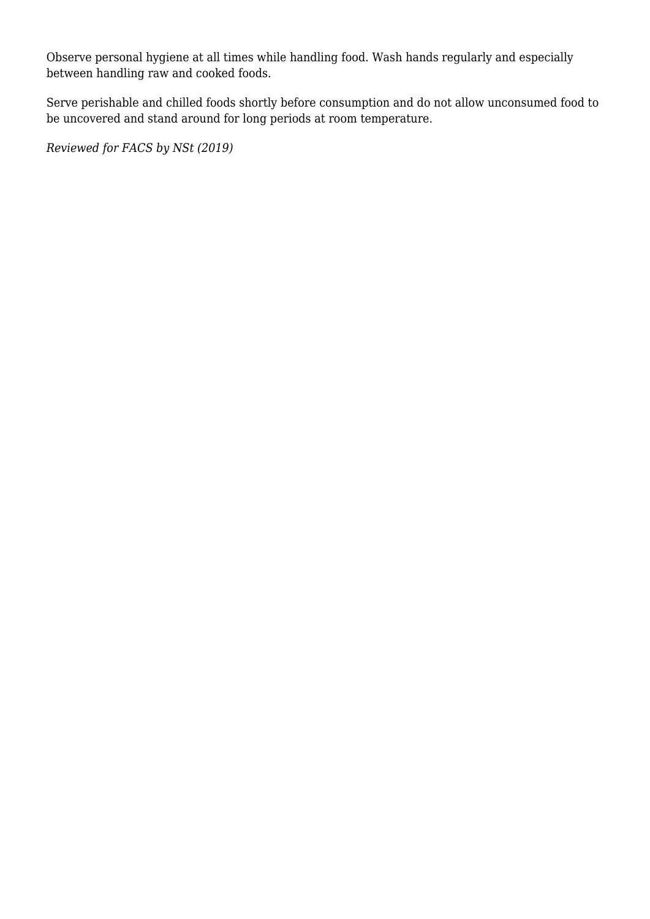Observe personal hygiene at all times while handling food. Wash hands regularly and especially between handling raw and cooked foods.

Serve perishable and chilled foods shortly before consumption and do not allow unconsumed food to be uncovered and stand around for long periods at room temperature.

*Reviewed for FACS by NSt (2019)*